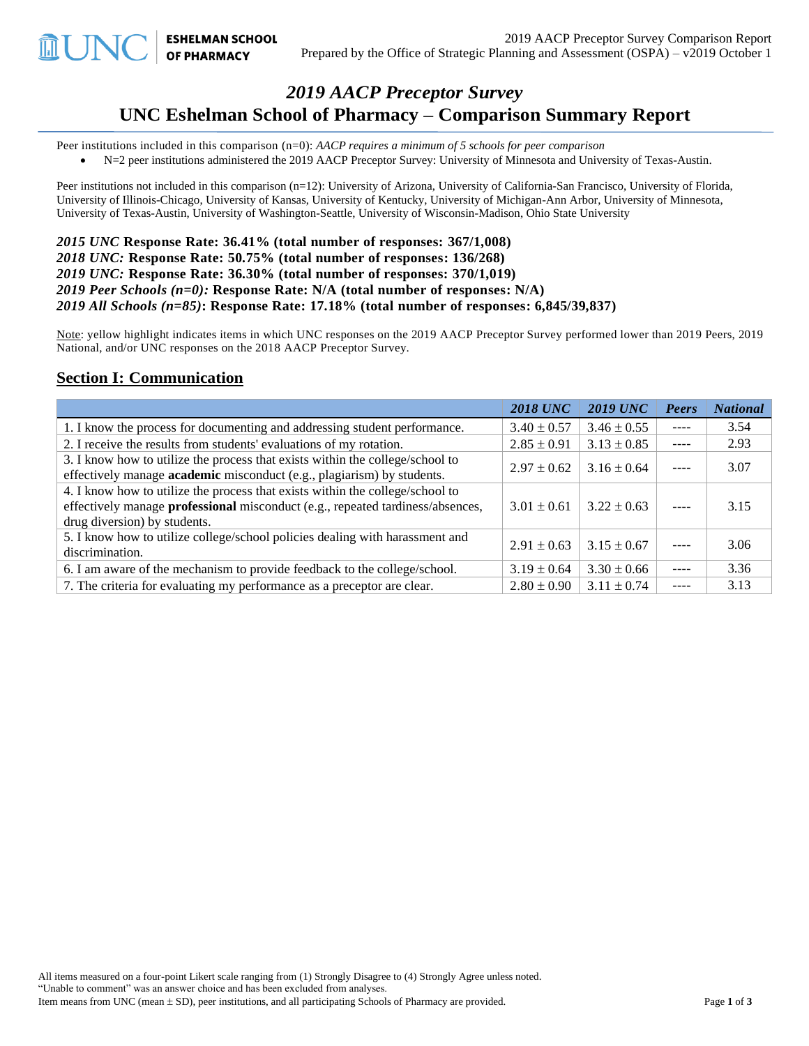# *2019 AACP Preceptor Survey*

# UNC Eshelman School of Pharmacy – Comparison Summary Report

Peer institutions included in this comparison (n=0): *AACP requires a minimum of 5 schools for peer comparison*

- N=2 peer institutions administered the 2019 AACP Preceptor Survey: University of Minnesota and University of Texas-Austin.

Peer institutions not included in this comparison (n=12): University of Arizona, University of California-San Francisco, University of Florida, University of Illinois-Chicago, University of Kansas, University of Kentucky, University of Michigan-Ann Arbor, University of Minnesota, University of Texas-Austin, University of Washington-Seattle, University of Wisconsin-Madison, Ohio State University

***2015 UNC* Response Rate: 36.41% (total number of responses: 367/1,008)**
***2018 UNC:* Response Rate: 50.75% (total number of responses: 136/268)**
***2019 UNC:* Response Rate: 36.30% (total number of responses: 370/1,019)**
***2019 Peer Schools (n=0):* Response Rate: N/A (total number of responses: N/A)**
***2019 All Schools (n=85)*: Response Rate: 17.18% (total number of responses: 6,845/39,837)**

Note: yellow highlight indicates items in which UNC responses on the 2019 AACP Preceptor Survey performed lower than 2019 Peers, 2019 National, and/or UNC responses on the 2018 AACP Preceptor Survey.

## Section I: Communication

| | *2018 UNC* | *2019 UNC* | *Peers* | *National* |
|---|---|---|---|---|
| 1. I know the process for documenting and addressing student performance. | 3.40 ± 0.57 | 3.46 ± 0.55 | ---- | 3.54 |
| 2. I receive the results from students' evaluations of my rotation. | 2.85 ± 0.91 | 3.13 ± 0.85 | ---- | 2.93 |
| 3. I know how to utilize the process that exists within the college/school to effectively manage **academic** misconduct (e.g., plagiarism) by students. | 2.97 ± 0.62 | 3.16 ± 0.64 | ---- | 3.07 |
| 4. I know how to utilize the process that exists within the college/school to effectively manage **professional** misconduct (e.g., repeated tardiness/absences, drug diversion) by students. | 3.01 ± 0.61 | 3.22 ± 0.63 | ---- | 3.15 |
| 5. I know how to utilize college/school policies dealing with harassment and discrimination. | 2.91 ± 0.63 | 3.15 ± 0.67 | ---- | 3.06 |
| 6. I am aware of the mechanism to provide feedback to the college/school. | 3.19 ± 0.64 | 3.30 ± 0.66 | ---- | 3.36 |
| 7. The criteria for evaluating my performance as a preceptor are clear. | 2.80 ± 0.90 | 3.11 ± 0.74 | ---- | 3.13 |

All items measured on a four-point Likert scale ranging from (1) Strongly Disagree to (4) Strongly Agree unless noted.
"Unable to comment" was an answer choice and has been excluded from analyses.
Item means from UNC (mean ± SD), peer institutions, and all participating Schools of Pharmacy are provided.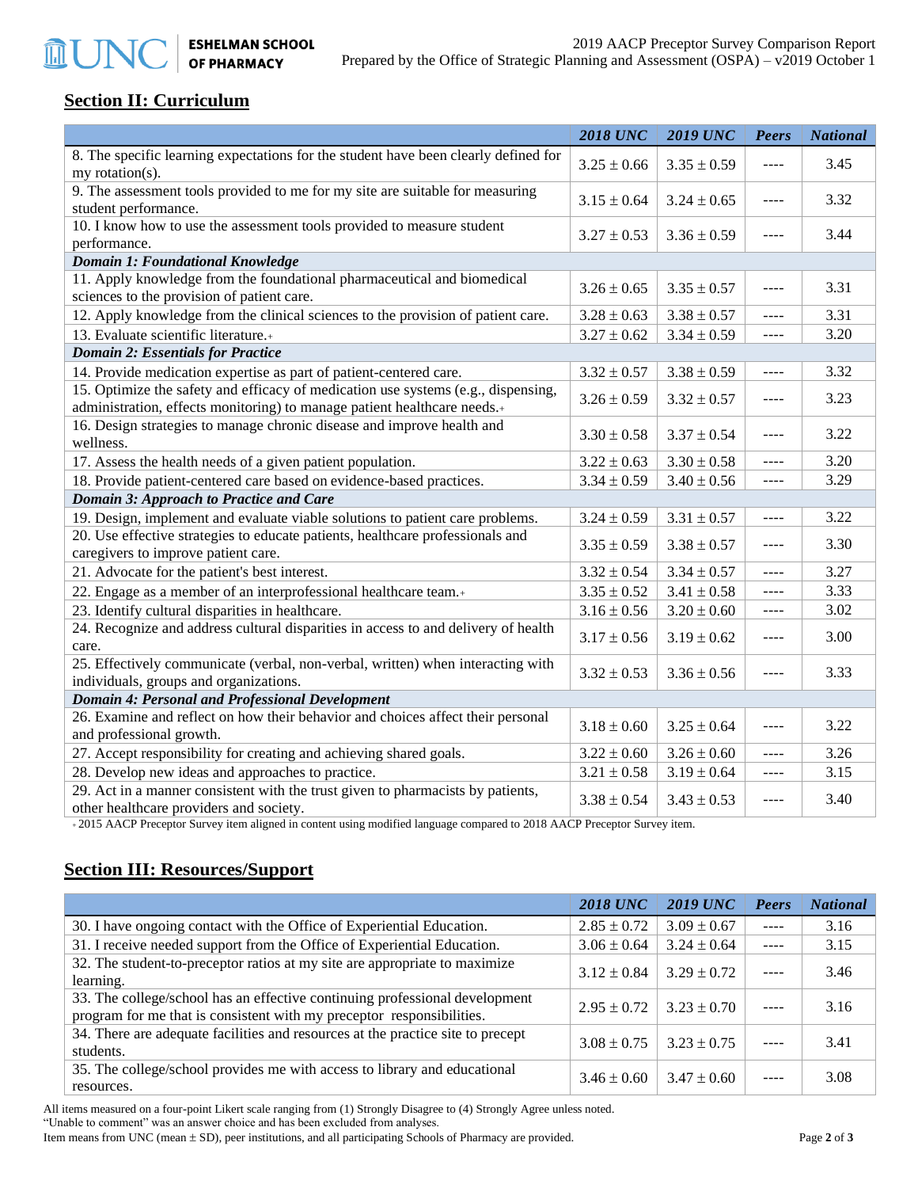## Section II: Curriculum

| | 2018 UNC | 2019 UNC | Peers | National |
|---|---|---|---|---|
| 8. The specific learning expectations for the student have been clearly defined for my rotation(s). | 3.25 ± 0.66 | 3.35 ± 0.59 | ---- | 3.45 |
| 9. The assessment tools provided to me for my site are suitable for measuring student performance. | 3.15 ± 0.64 | 3.24 ± 0.65 | ---- | 3.32 |
| 10. I know how to use the assessment tools provided to measure student performance. | 3.27 ± 0.53 | 3.36 ± 0.59 | ---- | 3.44 |
| ***Domain 1: Foundational Knowledge*** | | | | |
| 11. Apply knowledge from the foundational pharmaceutical and biomedical sciences to the provision of patient care. | 3.26 ± 0.65 | 3.35 ± 0.57 | ---- | 3.31 |
| 12. Apply knowledge from the clinical sciences to the provision of patient care. | 3.28 ± 0.63 | 3.38 ± 0.57 | ---- | 3.31 |
| 13. Evaluate scientific literature.+ | 3.27 ± 0.62 | 3.34 ± 0.59 | ---- | 3.20 |
| ***Domain 2: Essentials for Practice*** | | | | |
| 14. Provide medication expertise as part of patient-centered care. | 3.32 ± 0.57 | 3.38 ± 0.59 | ---- | 3.32 |
| 15. Optimize the safety and efficacy of medication use systems (e.g., dispensing, administration, effects monitoring) to manage patient healthcare needs.+ | 3.26 ± 0.59 | 3.32 ± 0.57 | ---- | 3.23 |
| 16. Design strategies to manage chronic disease and improve health and wellness. | 3.30 ± 0.58 | 3.37 ± 0.54 | ---- | 3.22 |
| 17. Assess the health needs of a given patient population. | 3.22 ± 0.63 | 3.30 ± 0.58 | ---- | 3.20 |
| 18. Provide patient-centered care based on evidence-based practices. | 3.34 ± 0.59 | 3.40 ± 0.56 | ---- | 3.29 |
| ***Domain 3: Approach to Practice and Care*** | | | | |
| 19. Design, implement and evaluate viable solutions to patient care problems. | 3.24 ± 0.59 | 3.31 ± 0.57 | ---- | 3.22 |
| 20. Use effective strategies to educate patients, healthcare professionals and caregivers to improve patient care. | 3.35 ± 0.59 | 3.38 ± 0.57 | ---- | 3.30 |
| 21. Advocate for the patient's best interest. | 3.32 ± 0.54 | 3.34 ± 0.57 | ---- | 3.27 |
| 22. Engage as a member of an interprofessional healthcare team.+ | 3.35 ± 0.52 | 3.41 ± 0.58 | ---- | 3.33 |
| 23. Identify cultural disparities in healthcare. | 3.16 ± 0.56 | 3.20 ± 0.60 | ---- | 3.02 |
| 24. Recognize and address cultural disparities in access to and delivery of health care. | 3.17 ± 0.56 | 3.19 ± 0.62 | ---- | 3.00 |
| 25. Effectively communicate (verbal, non-verbal, written) when interacting with individuals, groups and organizations. | 3.32 ± 0.53 | 3.36 ± 0.56 | ---- | 3.33 |
| ***Domain 4: Personal and Professional Development*** | | | | |
| 26. Examine and reflect on how their behavior and choices affect their personal and professional growth. | 3.18 ± 0.60 | 3.25 ± 0.64 | ---- | 3.22 |
| 27. Accept responsibility for creating and achieving shared goals. | 3.22 ± 0.60 | 3.26 ± 0.60 | ---- | 3.26 |
| 28. Develop new ideas and approaches to practice. | 3.21 ± 0.58 | 3.19 ± 0.64 | ---- | 3.15 |
| 29. Act in a manner consistent with the trust given to pharmacists by patients, other healthcare providers and society. | 3.38 ± 0.54 | 3.43 ± 0.53 | ---- | 3.40 |

+ 2015 AACP Preceptor Survey item aligned in content using modified language compared to 2018 AACP Preceptor Survey item.

## Section III: Resources/Support

| | 2018 UNC | 2019 UNC | Peers | National |
|---|---|---|---|---|
| 30. I have ongoing contact with the Office of Experiential Education. | 2.85 ± 0.72 | 3.09 ± 0.67 | ---- | 3.16 |
| 31. I receive needed support from the Office of Experiential Education. | 3.06 ± 0.64 | 3.24 ± 0.64 | ---- | 3.15 |
| 32. The student-to-preceptor ratios at my site are appropriate to maximize learning. | 3.12 ± 0.84 | 3.29 ± 0.72 | ---- | 3.46 |
| 33. The college/school has an effective continuing professional development program for me that is consistent with my preceptor responsibilities. | 2.95 ± 0.72 | 3.23 ± 0.70 | ---- | 3.16 |
| 34. There are adequate facilities and resources at the practice site to precept students. | 3.08 ± 0.75 | 3.23 ± 0.75 | ---- | 3.41 |
| 35. The college/school provides me with access to library and educational resources. | 3.46 ± 0.60 | 3.47 ± 0.60 | ---- | 3.08 |

All items measured on a four-point Likert scale ranging from (1) Strongly Disagree to (4) Strongly Agree unless noted.
"Unable to comment" was an answer choice and has been excluded from analyses.
Item means from UNC (mean ± SD), peer institutions, and all participating Schools of Pharmacy are provided.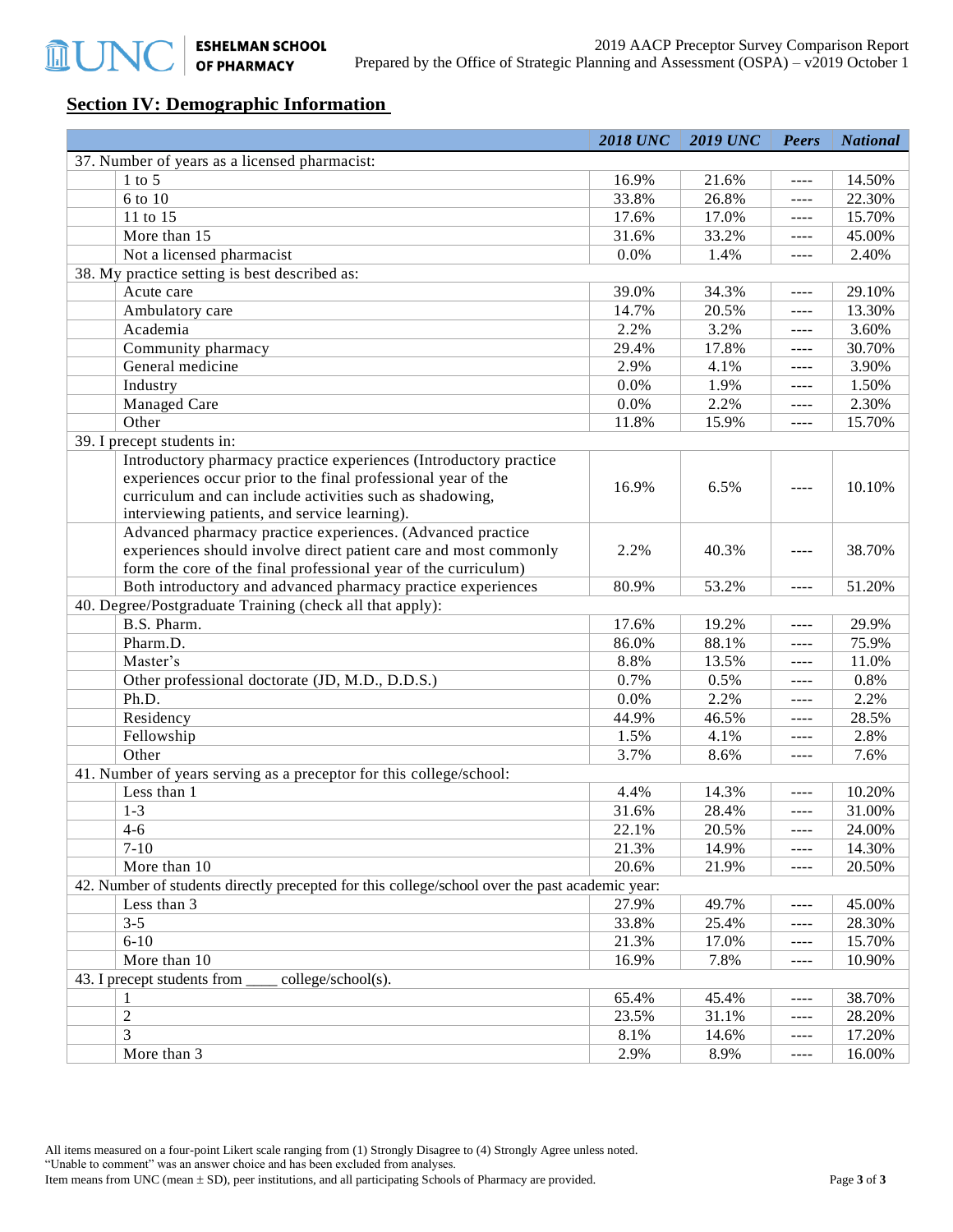## Section IV: Demographic Information

| | | 2018 UNC | 2019 UNC | Peers | National |
|---|---|---|---|---|---|
| 37. Number of years as a licensed pharmacist: | | | | | |
| | 1 to 5 | 16.9% | 21.6% | ---- | 14.50% |
| | 6 to 10 | 33.8% | 26.8% | ---- | 22.30% |
| | 11 to 15 | 17.6% | 17.0% | ---- | 15.70% |
| | More than 15 | 31.6% | 33.2% | ---- | 45.00% |
| | Not a licensed pharmacist | 0.0% | 1.4% | ---- | 2.40% |
| 38. My practice setting is best described as: | | | | | |
| | Acute care | 39.0% | 34.3% | ---- | 29.10% |
| | Ambulatory care | 14.7% | 20.5% | ---- | 13.30% |
| | Academia | 2.2% | 3.2% | ---- | 3.60% |
| | Community pharmacy | 29.4% | 17.8% | ---- | 30.70% |
| | General medicine | 2.9% | 4.1% | ---- | 3.90% |
| | Industry | 0.0% | 1.9% | ---- | 1.50% |
| | Managed Care | 0.0% | 2.2% | ---- | 2.30% |
| | Other | 11.8% | 15.9% | ---- | 15.70% |
| 39. I precept students in: | | | | | |
| | Introductory pharmacy practice experiences (Introductory practice experiences occur prior to the final professional year of the curriculum and can include activities such as shadowing, interviewing patients, and service learning). | 16.9% | 6.5% | ---- | 10.10% |
| | Advanced pharmacy practice experiences. (Advanced practice experiences should involve direct patient care and most commonly form the core of the final professional year of the curriculum) | 2.2% | 40.3% | ---- | 38.70% |
| | Both introductory and advanced pharmacy practice experiences | 80.9% | 53.2% | ---- | 51.20% |
| 40. Degree/Postgraduate Training (check all that apply): | | | | | |
| | B.S. Pharm. | 17.6% | 19.2% | ---- | 29.9% |
| | Pharm.D. | 86.0% | 88.1% | ---- | 75.9% |
| | Master's | 8.8% | 13.5% | ---- | 11.0% |
| | Other professional doctorate (JD, M.D., D.D.S.) | 0.7% | 0.5% | ---- | 0.8% |
| | Ph.D. | 0.0% | 2.2% | ---- | 2.2% |
| | Residency | 44.9% | 46.5% | ---- | 28.5% |
| | Fellowship | 1.5% | 4.1% | ---- | 2.8% |
| | Other | 3.7% | 8.6% | ---- | 7.6% |
| 41. Number of years serving as a preceptor for this college/school: | | | | | |
| | Less than 1 | 4.4% | 14.3% | ---- | 10.20% |
| | 1-3 | 31.6% | 28.4% | ---- | 31.00% |
| | 4-6 | 22.1% | 20.5% | ---- | 24.00% |
| | 7-10 | 21.3% | 14.9% | ---- | 14.30% |
| | More than 10 | 20.6% | 21.9% | ---- | 20.50% |
| 42. Number of students directly precepted for this college/school over the past academic year: | | | | | |
| | Less than 3 | 27.9% | 49.7% | ---- | 45.00% |
| | 3-5 | 33.8% | 25.4% | ---- | 28.30% |
| | 6-10 | 21.3% | 17.0% | ---- | 15.70% |
| | More than 10 | 16.9% | 7.8% | ---- | 10.90% |
| 43. I precept students from ____ college/school(s). | | | | | |
| | 1 | 65.4% | 45.4% | ---- | 38.70% |
| | 2 | 23.5% | 31.1% | ---- | 28.20% |
| | 3 | 8.1% | 14.6% | ---- | 17.20% |
| | More than 3 | 2.9% | 8.9% | ---- | 16.00% |

All items measured on a four-point Likert scale ranging from (1) Strongly Disagree to (4) Strongly Agree unless noted.
"Unable to comment" was an answer choice and has been excluded from analyses.
Item means from UNC (mean ± SD), peer institutions, and all participating Schools of Pharmacy are provided.